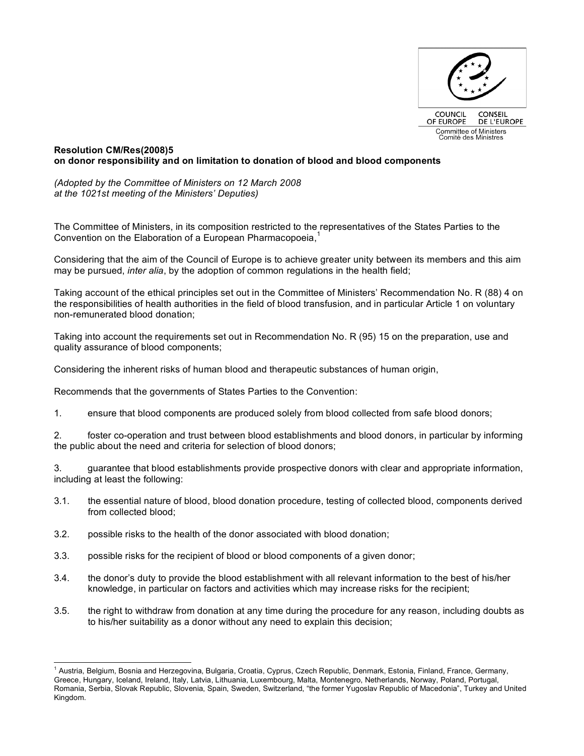COUNCIL OF EUROPE CONSEIL DE L'EUROPE

Committee of Ministers
Comité des Ministres

**Resolution CM/Res(2008)5**
**on donor responsibility and on limitation to donation of blood and blood components**

*(Adopted by the Committee of Ministers on 12 March 2008 at the 1021st meeting of the Ministers' Deputies)*

The Committee of Ministers, in its composition restricted to the representatives of the States Parties to the Convention on the Elaboration of a European Pharmacopoeia,[1]

Considering that the aim of the Council of Europe is to achieve greater unity between its members and this aim may be pursued, *inter alia*, by the adoption of common regulations in the health field;

Taking account of the ethical principles set out in the Committee of Ministers' Recommendation No. R (88) 4 on the responsibilities of health authorities in the field of blood transfusion, and in particular Article 1 on voluntary non-remunerated blood donation;

Taking into account the requirements set out in Recommendation No. R (95) 15 on the preparation, use and quality assurance of blood components;

Considering the inherent risks of human blood and therapeutic substances of human origin,

Recommends that the governments of States Parties to the Convention:

1. ensure that blood components are produced solely from blood collected from safe blood donors;

2. foster co-operation and trust between blood establishments and blood donors, in particular by informing the public about the need and criteria for selection of blood donors;

3. guarantee that blood establishments provide prospective donors with clear and appropriate information, including at least the following:

3.1. the essential nature of blood, blood donation procedure, testing of collected blood, components derived from collected blood;

3.2. possible risks to the health of the donor associated with blood donation;

3.3. possible risks for the recipient of blood or blood components of a given donor;

3.4. the donor's duty to provide the blood establishment with all relevant information to the best of his/her knowledge, in particular on factors and activities which may increase risks for the recipient;

3.5. the right to withdraw from donation at any time during the procedure for any reason, including doubts as to his/her suitability as a donor without any need to explain this decision;

[1] Austria, Belgium, Bosnia and Herzegovina, Bulgaria, Croatia, Cyprus, Czech Republic, Denmark, Estonia, Finland, France, Germany, Greece, Hungary, Iceland, Ireland, Italy, Latvia, Lithuania, Luxembourg, Malta, Montenegro, Netherlands, Norway, Poland, Portugal, Romania, Serbia, Slovak Republic, Slovenia, Spain, Sweden, Switzerland, "the former Yugoslav Republic of Macedonia", Turkey and United Kingdom.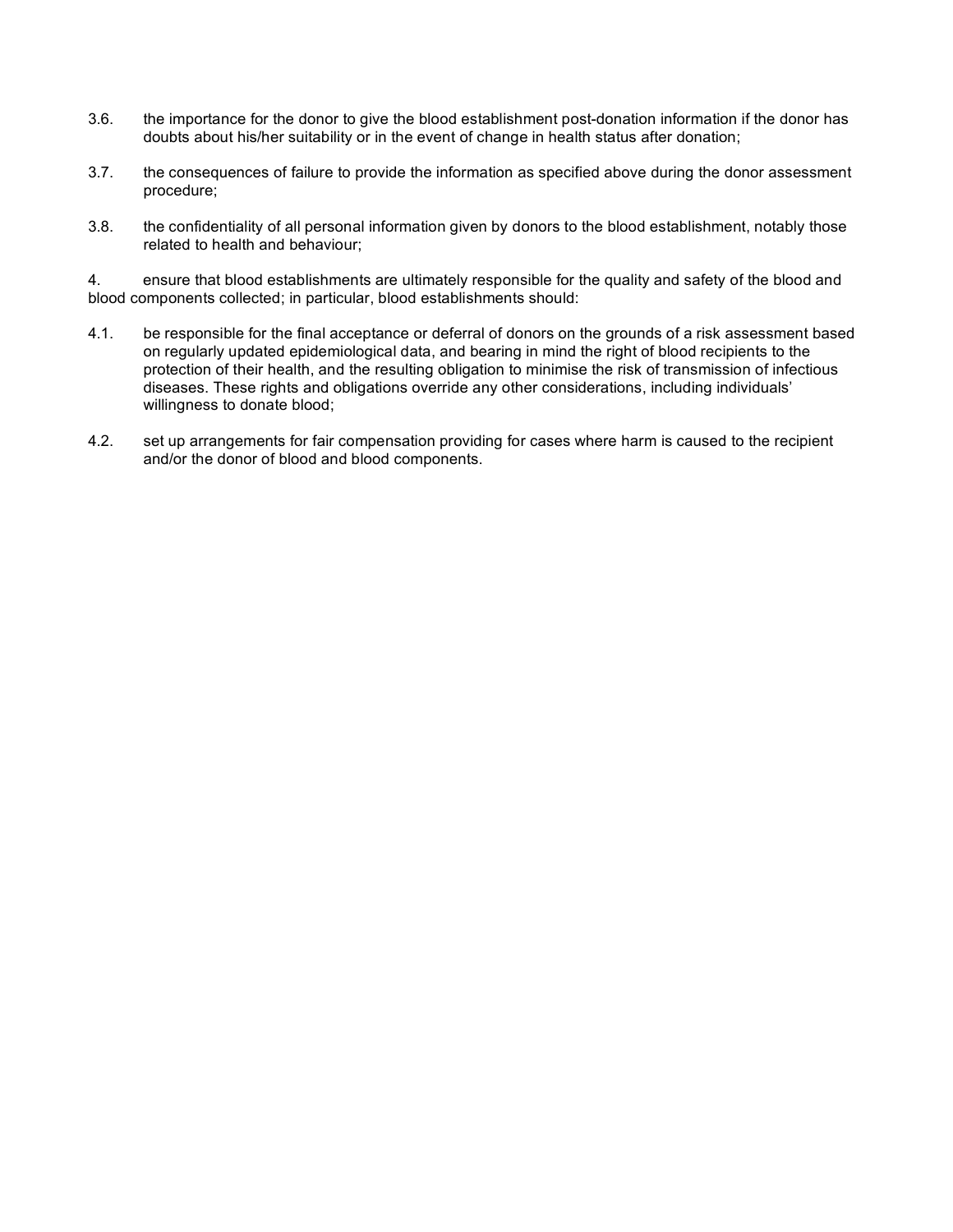3.6. the importance for the donor to give the blood establishment post-donation information if the donor has doubts about his/her suitability or in the event of change in health status after donation;

3.7. the consequences of failure to provide the information as specified above during the donor assessment procedure;

3.8. the confidentiality of all personal information given by donors to the blood establishment, notably those related to health and behaviour;

4. ensure that blood establishments are ultimately responsible for the quality and safety of the blood and blood components collected; in particular, blood establishments should:

4.1. be responsible for the final acceptance or deferral of donors on the grounds of a risk assessment based on regularly updated epidemiological data, and bearing in mind the right of blood recipients to the protection of their health, and the resulting obligation to minimise the risk of transmission of infectious diseases. These rights and obligations override any other considerations, including individuals' willingness to donate blood;

4.2. set up arrangements for fair compensation providing for cases where harm is caused to the recipient and/or the donor of blood and blood components.